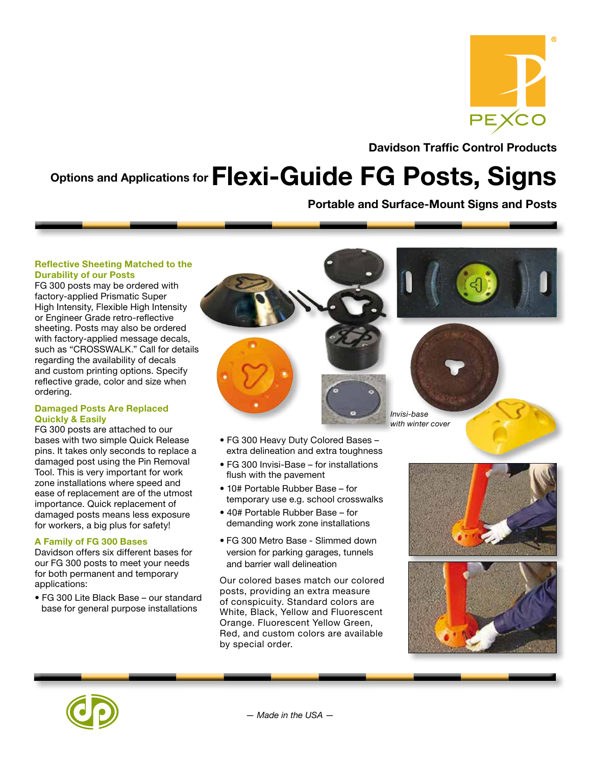PEXCO

Davidson Traffic Control Products

# Options and Applications for Flexi-Guide FG Posts, Signs

## Portable and Surface-Mount Signs and Posts

### Reflective Sheeting Matched to the Durability of our Posts

FG 300 posts may be ordered with factory-applied Prismatic Super High Intensity, Flexible High Intensity or Engineer Grade retro-reflective sheeting. Posts may also be ordered with factory-applied message decals, such as "CROSSWALK." Call for details regarding the availability of decals and custom printing options. Specify reflective grade, color and size when ordering.

### Damaged Posts Are Replaced Quickly & Easily

FG 300 posts are attached to our bases with two simple Quick Release pins. It takes only seconds to replace a damaged post using the Pin Removal Tool. This is very important for work zone installations where speed and ease of replacement are of the utmost importance. Quick replacement of damaged posts means less exposure for workers, a big plus for safety!

### A Family of FG 300 Bases

Davidson offers six different bases for our FG 300 posts to meet your needs for both permanent and temporary applications:

- FG 300 Lite Black Base – our standard base for general purpose installations
- FG 300 Heavy Duty Colored Bases – extra delineation and extra toughness
- FG 300 Invisi-Base – for installations flush with the pavement
- 10# Portable Rubber Base – for temporary use e.g. school crosswalks
- 40# Portable Rubber Base – for demanding work zone installations
- FG 300 Metro Base - Slimmed down version for parking garages, tunnels and barrier wall delineation

Our colored bases match our colored posts, providing an extra measure of conspicuity. Standard colors are White, Black, Yellow and Fluorescent Orange. Fluorescent Yellow Green, Red, and custom colors are available by special order.

*Invisi-base with winter cover*

*— Made in the USA —*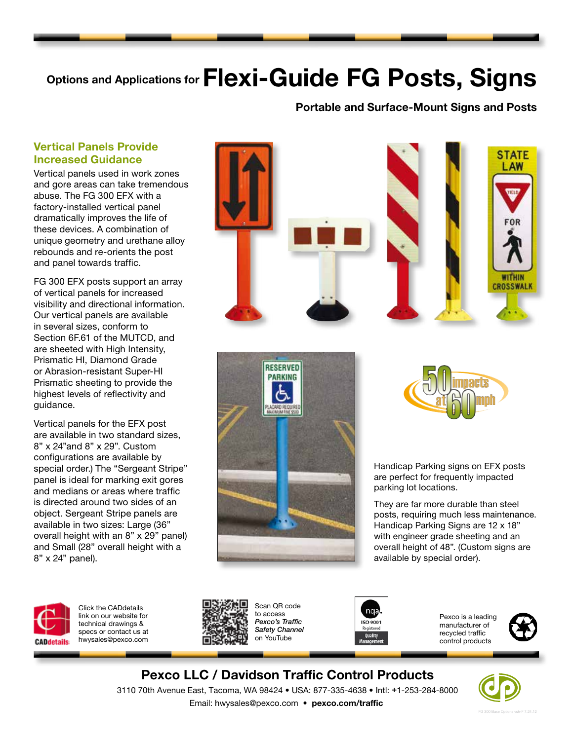# Options and Applications for Flexi-Guide FG Posts, Signs

**Portable and Surface-Mount Signs and Posts**

## Vertical Panels Provide Increased Guidance

Vertical panels used in work zones and gore areas can take tremendous abuse. The FG 300 EFX with a factory-installed vertical panel dramatically improves the life of these devices. A combination of unique geometry and urethane alloy rebounds and re-orients the post and panel towards traffic.

FG 300 EFX posts support an array of vertical panels for increased visibility and directional information. Our vertical panels are available in several sizes, conform to Section 6F.61 of the MUTCD, and are sheeted with High Intensity, Prismatic HI, Diamond Grade or Abrasion-resistant Super-HI Prismatic sheeting to provide the highest levels of reflectivity and guidance.

Vertical panels for the EFX post are available in two standard sizes, 8" x 24"and 8" x 29". Custom configurations are available by special order.) The "Sergeant Stripe" panel is ideal for marking exit gores and medians or areas where traffic is directed around two sides of an object. Sergeant Stripe panels are available in two sizes: Large (36" overall height with an 8" x 29" panel) and Small (28" overall height with a 8" x 24" panel).

50 impacts at 60 mph

Handicap Parking signs on EFX posts are perfect for frequently impacted parking lot locations.

They are far more durable than steel posts, requiring much less maintenance. Handicap Parking Signs are 12 x 18" with engineer grade sheeting and an overall height of 48". (Custom signs are available by special order).

CADdetails

Click the CADdetails link on our website for technical drawings & specs or contact us at hwysales@pexco.com

Scan QR code to access *Pexco's Traffic Safety Channel* on YouTube

nqa. ISO 9001 Registered Quality Management

Pexco is a leading manufacturer of recycled traffic control products

**Pexco LLC / Davidson Traffic Control Products**

3110 70th Avenue East, Tacoma, WA 98424 • USA: 877-335-4638 • Intl: +1-253-284-8000

Email: hwysales@pexco.com • **pexco.com/traffic**

FG 300 Base Options vsh-F 7.24.12